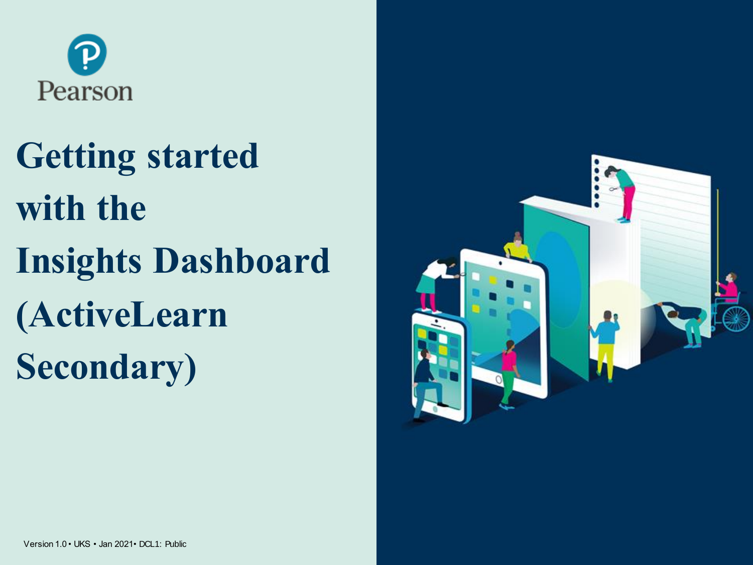Pearson

# Getting started with the Insights Dashboard (ActiveLearn Secondary)

Version 1.0 • UKS • Jan 2021• DCL1: Public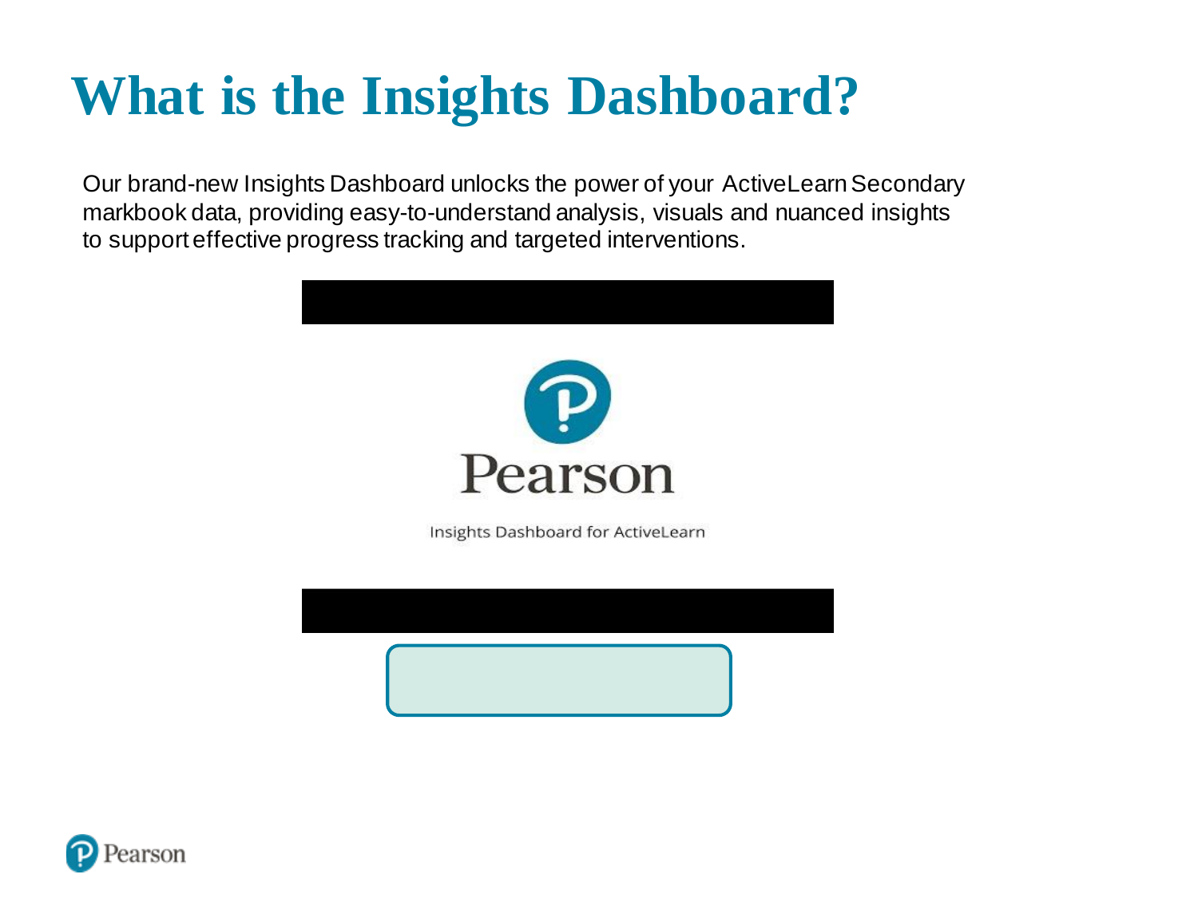# What is the Insights Dashboard?

Our brand-new Insights Dashboard unlocks the power of your ActiveLearn Secondary markbook data, providing easy-to-understand analysis, visuals and nuanced insights to support effective progress tracking and targeted interventions.

Pearson

Insights Dashboard for ActiveLearn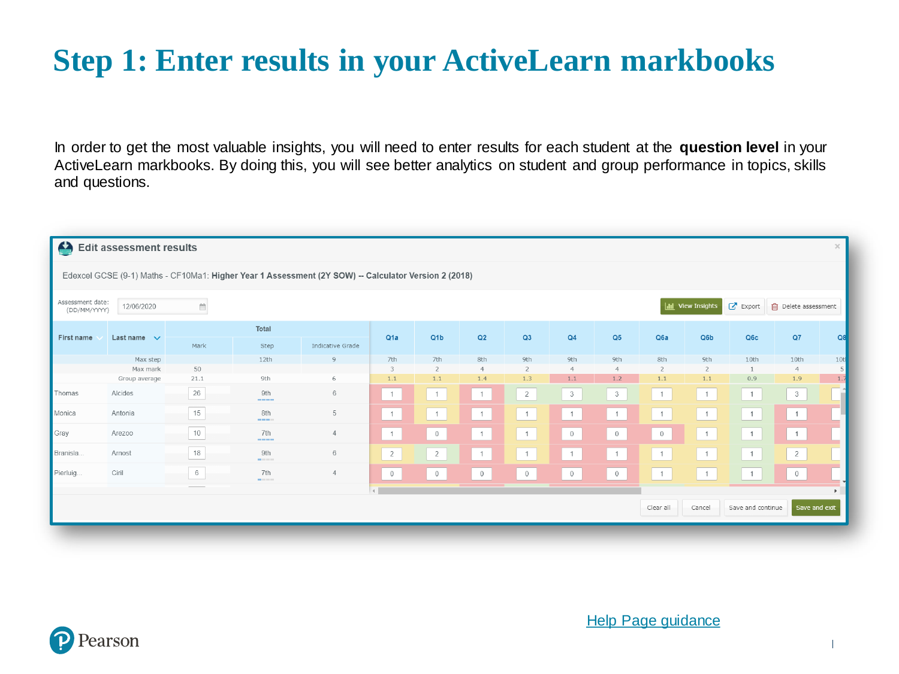# Step 1: Enter results in your ActiveLearn markbooks

In order to get the most valuable insights, you will need to enter results for each student at the **question level** in your ActiveLearn markbooks. By doing this, you will see better analytics on student and group performance in topics, skills and questions.

**Edit assessment results**

Edexcel GCSE (9-1) Maths - CF10Ma1: **Higher Year 1 Assessment (2Y SOW) -- Calculator Version 2 (2018)**

Assessment date: (DD/MM/YYYY) 12/06/2020

View Insights | Export | Delete assessment

| First name | Last name | Total: Mark | Total: Step | Total: Indicative Grade | Q1a | Q1b | Q2 | Q3 | Q4 | Q5 | Q6a | Q6b | Q6c | Q7 |
|---|---|---|---|---|---|---|---|---|---|---|---|---|---|---|
| | Max step | | 12th | 9 | 7th | 7th | 8th | 9th | 9th | 9th | 8th | 9th | 10th | 10th |
| | Max mark | 50 | | | 3 | 2 | 4 | 2 | 4 | 4 | 2 | 2 | 1 | 4 |
| | Group average | 21.1 | 9th | 6 | 1.1 | 1.1 | 1.4 | 1.3 | 1.1 | 1.2 | 1.1 | 1.1 | 0.9 | 1.9 |
| Thomas | Alcides | 26 | 9th | 6 | 1 | 1 | 1 | 2 | 3 | 3 | 1 | 1 | 1 | 3 |
| Monica | Antonia | 15 | 8th | 5 | 1 | 1 | 1 | 1 | 1 | 1 | 1 | 1 | 1 | 1 |
| Gray | Arezoo | 10 | 7th | 4 | 1 | 0 | 1 | 1 | 0 | 0 | 0 | 1 | 1 | 1 |
| Branisla... | Arnost | 18 | 9th | 6 | 2 | 2 | 1 | 1 | 1 | 1 | 1 | 1 | 1 | 2 |
| Pierluig... | Ciril | 6 | 7th | 4 | 0 | 0 | 0 | 0 | 0 | 0 | 1 | 1 | 1 | 0 |

Clear all | Cancel | Save and continue | Save and exit

[Help Page guidance](#)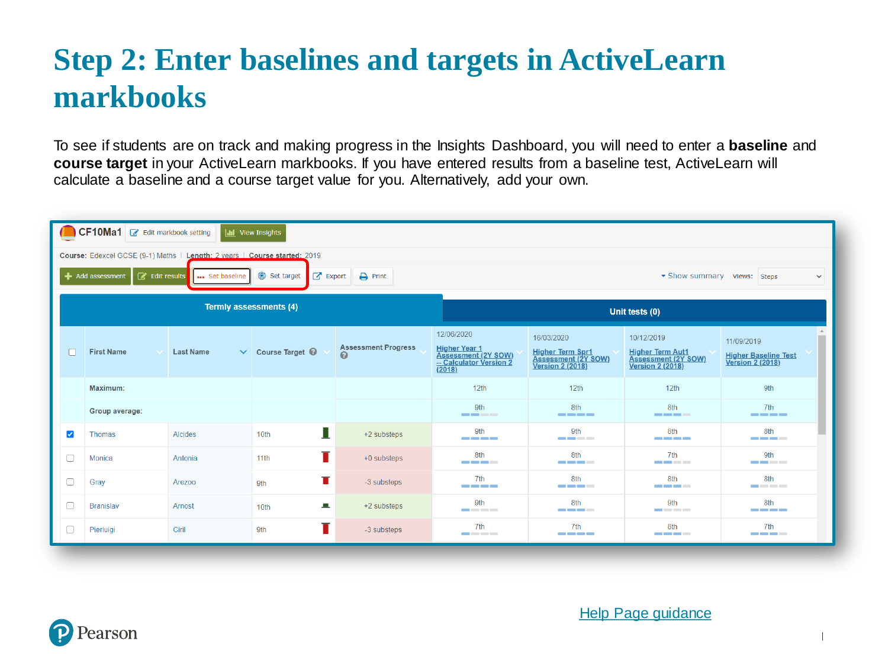# Step 2: Enter baselines and targets in ActiveLearn markbooks

To see if students are on track and making progress in the Insights Dashboard, you will need to enter a **baseline** and **course target** in your ActiveLearn markbooks. If you have entered results from a baseline test, ActiveLearn will calculate a baseline and a course target value for you. Alternatively, add your own.

CF10Ma1 | Edit markbook setting | View Insights

Course: Edexcel GCSE (9-1) Maths | Length: 2 years | Course started: 2019

Add assessment | Edit results | Set baseline | Set target | Export | Print | Show summary | Views: Steps

Termly assessments (4) | Unit tests (0)

| | First Name | Last Name | Course Target | Assessment Progress | 12/06/2020 Higher Year 1 Assessment (2Y SOW) -- Calculator Version 2 (2018) | 16/03/2020 Higher Term Spr1 Assessment (2Y SOW) Version 2 (2018) | 10/12/2019 Higher Term Aut1 Assessment (2Y SOW) Version 2 (2018) | 11/09/2019 Higher Baseline Test Version 2 (2018) |
|---|---|---|---|---|---|---|---|---|
| | Maximum: | | | | 12th | 12th | 12th | 9th |
| | Group average: | | | | 9th | 8th | 8th | 7th |
| ☑ | Thomas | Alcides | 10th | +2 substeps | 9th | 9th | 8th | 8th |
| ☐ | Monica | Antonia | 11th | +0 substeps | 8th | 8th | 7th | 9th |
| ☐ | Gray | Arezoo | 9th | -3 substeps | 7th | 8th | 8th | 8th |
| ☐ | Branislav | Arnost | 10th | +2 substeps | 9th | 8th | 9th | 8th |
| ☐ | Pierluigi | Ciril | 9th | -3 substeps | 7th | 7th | 8th | 7th |

Help Page guidance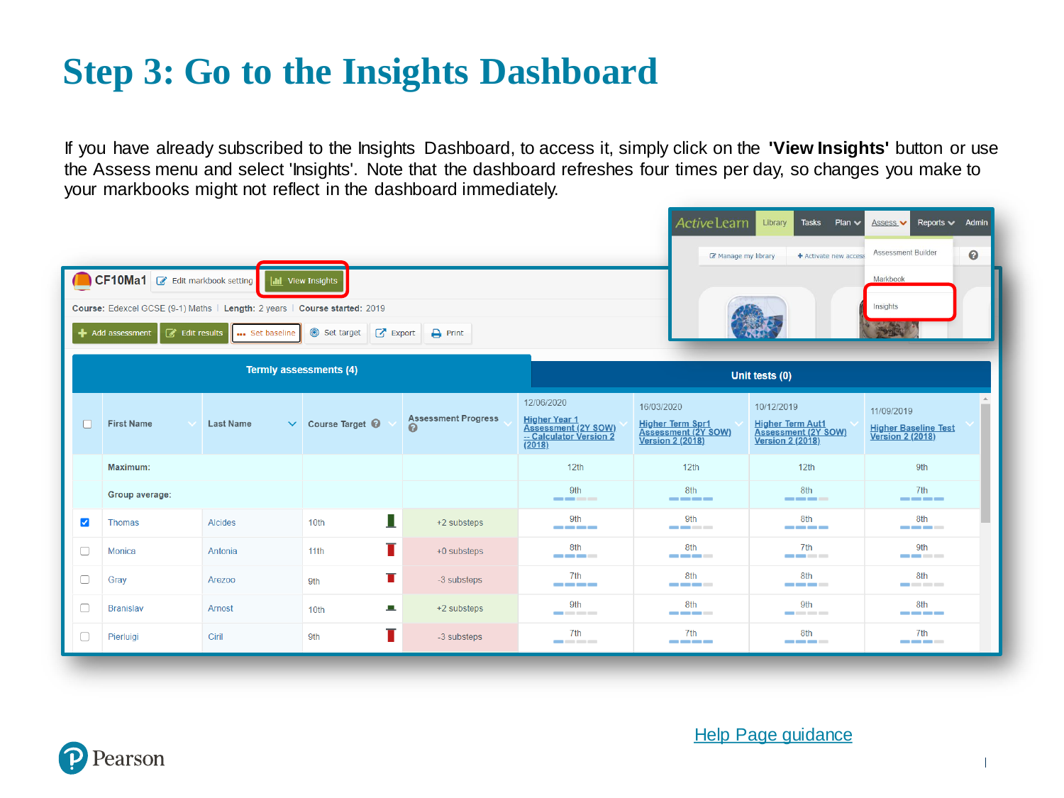# Step 3: Go to the Insights Dashboard

If you have already subscribed to the Insights Dashboard, to access it, simply click on the **'View Insights'** button or use the Assess menu and select 'Insights'. Note that the dashboard refreshes four times per day, so changes you make to your markbooks might not reflect in the dashboard immediately.

[Help Page guidance]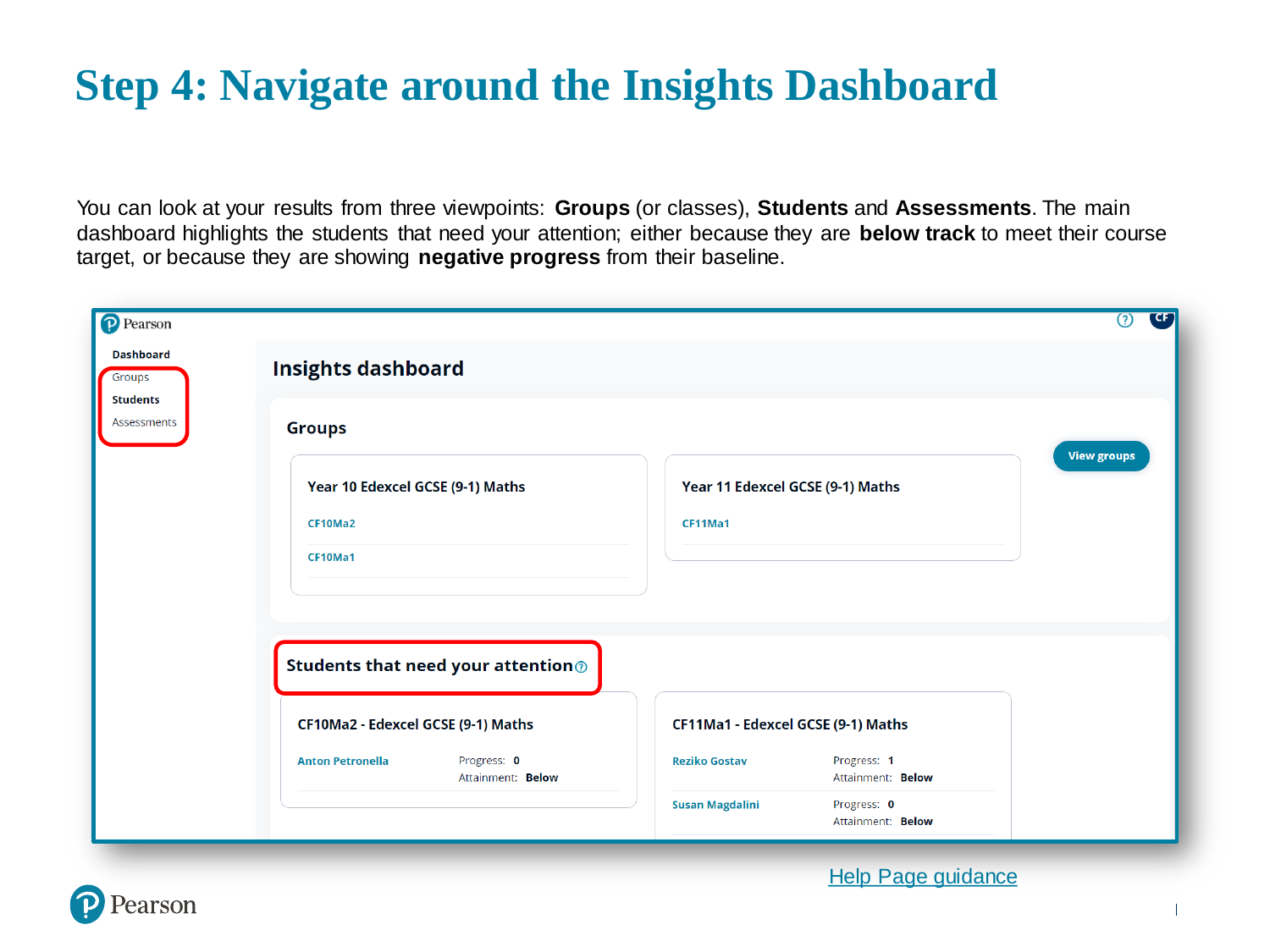# Step 4: Navigate around the Insights Dashboard

You can look at your results from three viewpoints: **Groups** (or classes), **Students** and **Assessments**. The main dashboard highlights the students that need your attention; either because they are **below track** to meet their course target, or because they are showing **negative progress** from their baseline.

Pearson

Dashboard

Groups

Students

Assessments

## Insights dashboard

### Groups

View groups

**Year 10 Edexcel GCSE (9-1) Maths**

CF10Ma2

CF10Ma1

**Year 11 Edexcel GCSE (9-1) Maths**

CF11Ma1

### Students that need your attention

**CF10Ma2 - Edexcel GCSE (9-1) Maths**

| Student | Progress | Attainment |
|---|---|---|
| Anton Petronella | 0 | Below |

**CF11Ma1 - Edexcel GCSE (9-1) Maths**

| Student | Progress | Attainment |
|---|---|---|
| Reziko Gostav | 1 | Below |
| Susan Magdalini | 0 | Below |

[Help Page guidance]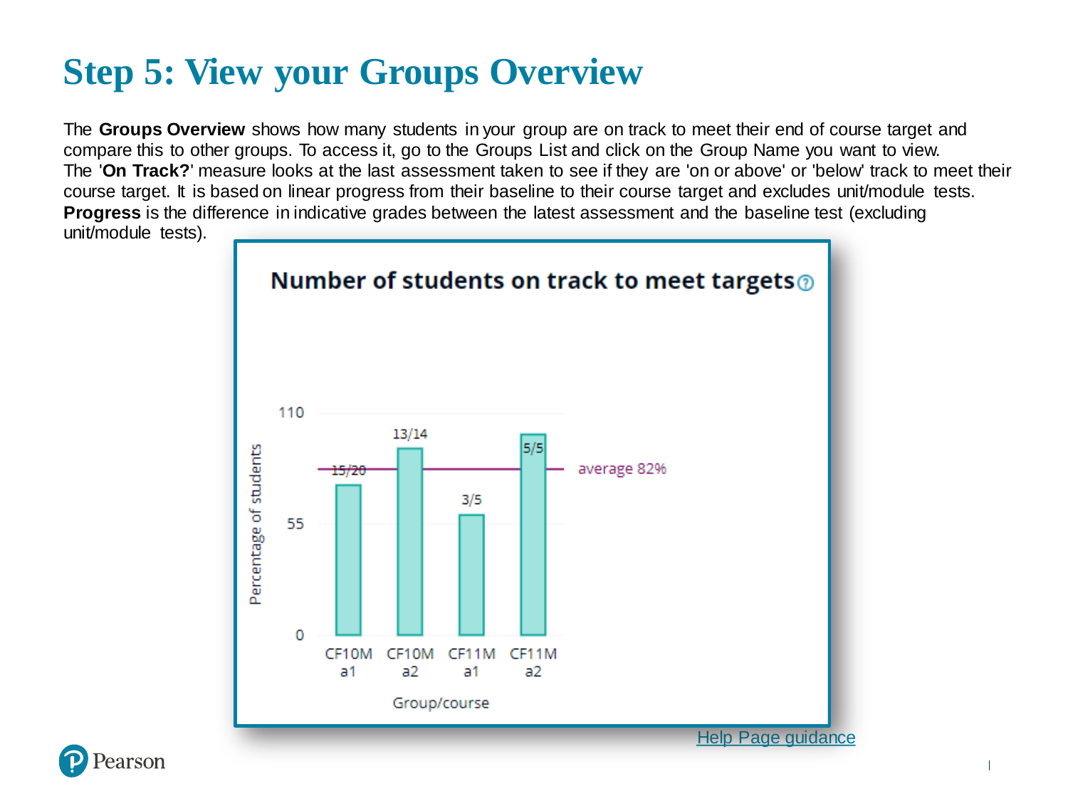# Step 5: View your Groups Overview

The **Groups Overview** shows how many students in your group are on track to meet their end of course target and compare this to other groups. To access it, go to the Groups List and click on the Group Name you want to view.
The '**On Track?**' measure looks at the last assessment taken to see if they are 'on or above' or 'below' track to meet their course target. It is based on linear progress from their baseline to their course target and excludes unit/module tests.
**Progress** is the difference in indicative grades between the latest assessment and the baseline test (excluding unit/module tests).

Number of students on track to meet targets

Help Page guidance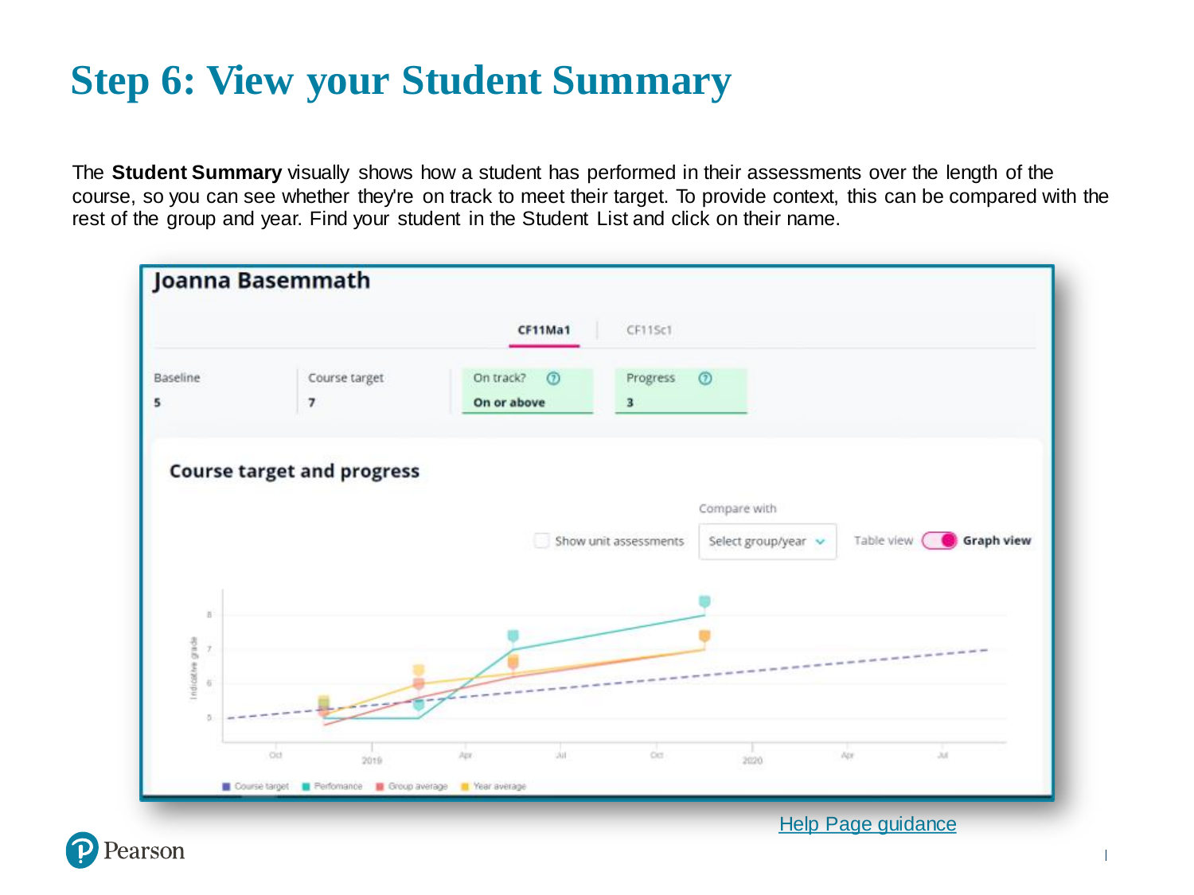# Step 6: View your Student Summary

The **Student Summary** visually shows how a student has performed in their assessments over the length of the course, so you can see whether they're on track to meet their target. To provide context, this can be compared with the rest of the group and year. Find your student in the Student List and click on their name.

Joanna Basemmath

CF11Ma1 | CF11Sc1

| Baseline | Course target | On track? | Progress |
|---|---|---|---|
| 5 | 7 | On or above | 3 |

**Course target and progress**

Show unit assessments | Compare with: Select group/year | Table view / **Graph view**

Course target | Performance | Group average | Year average

Help Page guidance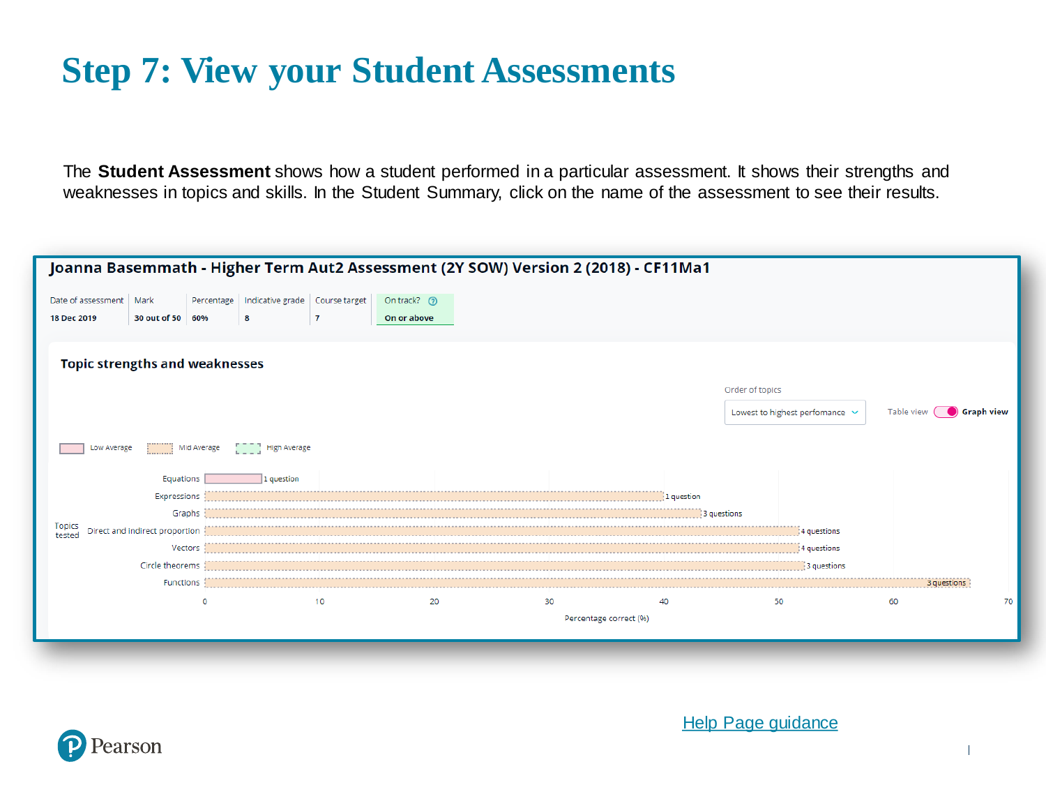# Step 7: View your Student Assessments

The **Student Assessment** shows how a student performed in a particular assessment. It shows their strengths and weaknesses in topics and skills. In the Student Summary, click on the name of the assessment to see their results.

**Joanna Basemmath - Higher Term Aut2 Assessment (2Y SOW) Version 2 (2018) - CF11Ma1**

| Date of assessment | Mark | Percentage | Indicative grade | Course target | On track? |
|---|---|---|---|---|---|
| 18 Dec 2019 | 30 out of 50 | 60% | 8 | 7 | On or above |

**Topic strengths and weaknesses**

Order of topics: Lowest to highest perfomance

Table view / **Graph view**

Legend: Low Average, Mid Average, High Average

| Topics tested | Performance | Questions |
|---|---|---|
| Equations | Low Average | 1 question |
| Expressions | Mid Average | 1 question |
| Graphs | Mid Average | 3 questions |
| Direct and indirect proportion | Mid Average | 4 questions |
| Vectors | Mid Average | 4 questions |
| Circle theorems | Mid Average | 3 questions |
| Functions | Mid Average | 3 questions |

Percentage correct (%): 0, 10, 20, 30, 40, 50, 60, 70

[Help Page guidance]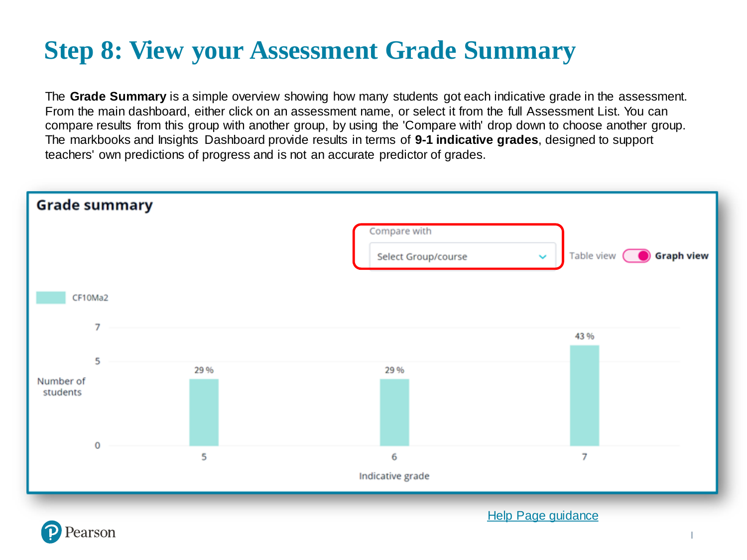# Step 8: View your Assessment Grade Summary

The **Grade Summary** is a simple overview showing how many students got each indicative grade in the assessment. From the main dashboard, either click on an assessment name, or select it from the full Assessment List. You can compare results from this group with another group, by using the 'Compare with' drop down to choose another group. The markbooks and Insights Dashboard provide results in terms of **9-1 indicative grades**, designed to support teachers' own predictions of progress and is not an accurate predictor of grades.

**Grade summary**

Compare with: Select Group/course

Table view / **Graph view**

CF10Ma2

| Indicative grade | Percentage |
| --- | --- |
| 5 | 29 % |
| 6 | 29 % |
| 7 | 43 % |

Y-axis: Number of students (0, 5, 7)

X-axis: Indicative grade

[Help Page guidance](#)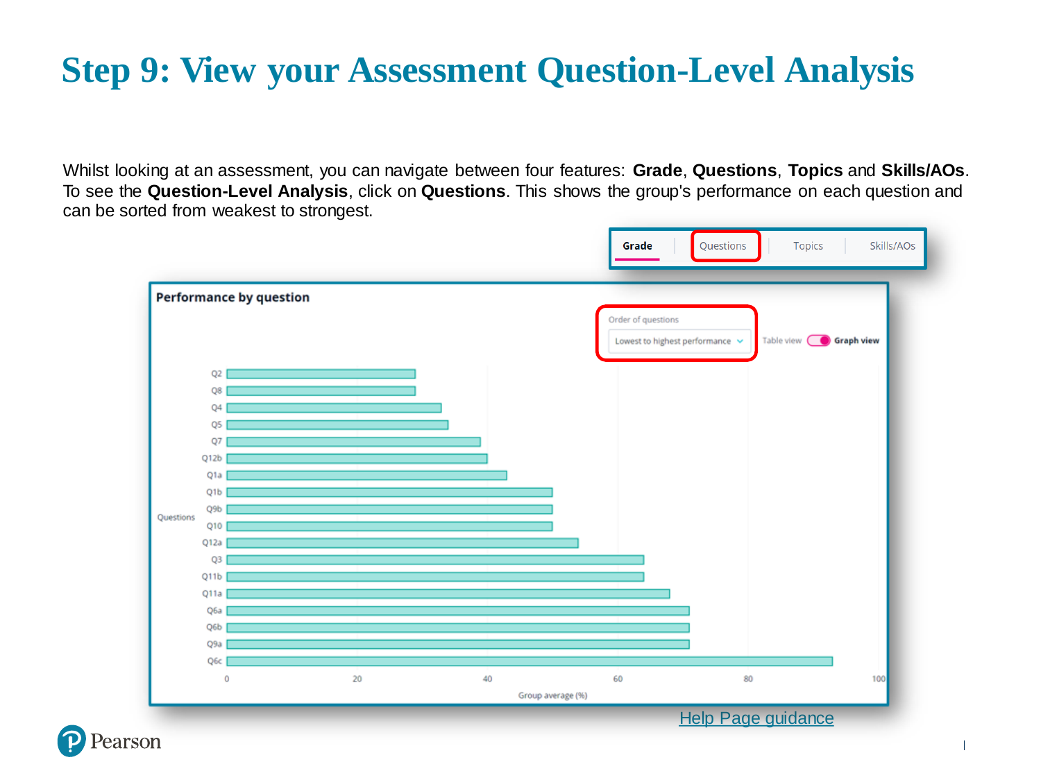# Step 9: View your Assessment Question-Level Analysis

Whilst looking at an assessment, you can navigate between four features: **Grade**, **Questions**, **Topics** and **Skills/AOs**. To see the **Question-Level Analysis**, click on **Questions**. This shows the group's performance on each question and can be sorted from weakest to strongest.

Grade | Questions | Topics | Skills/AOs

**Performance by question**

Order of questions: Lowest to highest performance

Table view / **Graph view**

Questions: Q2, Q8, Q4, Q5, Q7, Q12b, Q1a, Q1b, Q9b, Q10, Q12a, Q3, Q11b, Q11a, Q6a, Q6b, Q9a, Q6c

Group average (%): 0, 20, 40, 60, 80, 100

Help Page guidance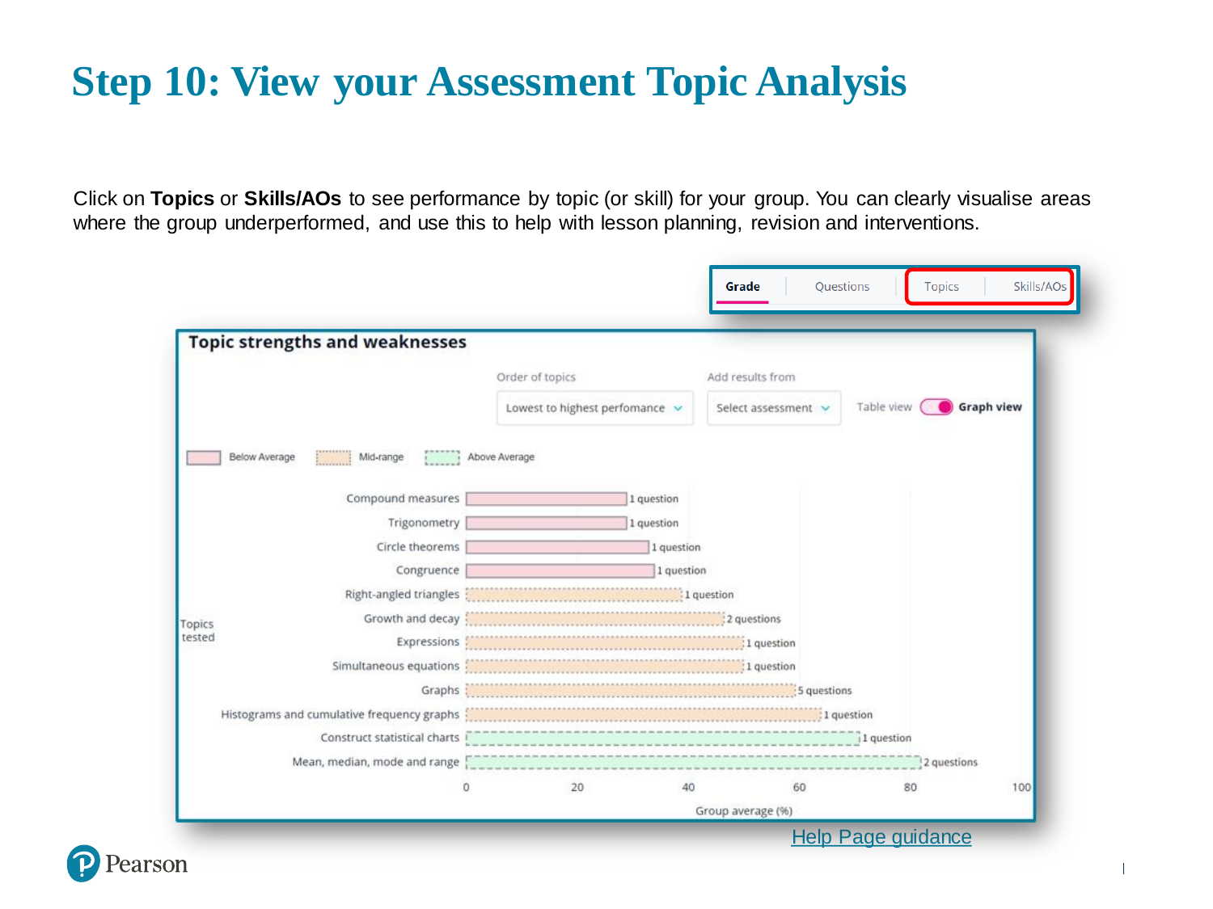# Step 10: View your Assessment Topic Analysis

Click on **Topics** or **Skills/AOs** to see performance by topic (or skill) for your group. You can clearly visualise areas where the group underperformed, and use this to help with lesson planning, revision and interventions.

Grade | Questions | Topics | Skills/AOs

**Topic strengths and weaknesses**

Order of topics: Lowest to highest perfomance

Add results from: Select assessment

Table view / Graph view

Below Average | Mid-range | Above Average

| Topics tested | Questions |
|---|---|
| Compound measures | 1 question |
| Trigonometry | 1 question |
| Circle theorems | 1 question |
| Congruence | 1 question |
| Right-angled triangles | 1 question |
| Growth and decay | 2 questions |
| Expressions | 1 question |
| Simultaneous equations | 1 question |
| Graphs | 5 questions |
| Histograms and cumulative frequency graphs | 1 question |
| Construct statistical charts | 1 question |
| Mean, median, mode and range | 2 questions |

Group average (%): 0, 20, 40, 60, 80, 100

[Help Page guidance]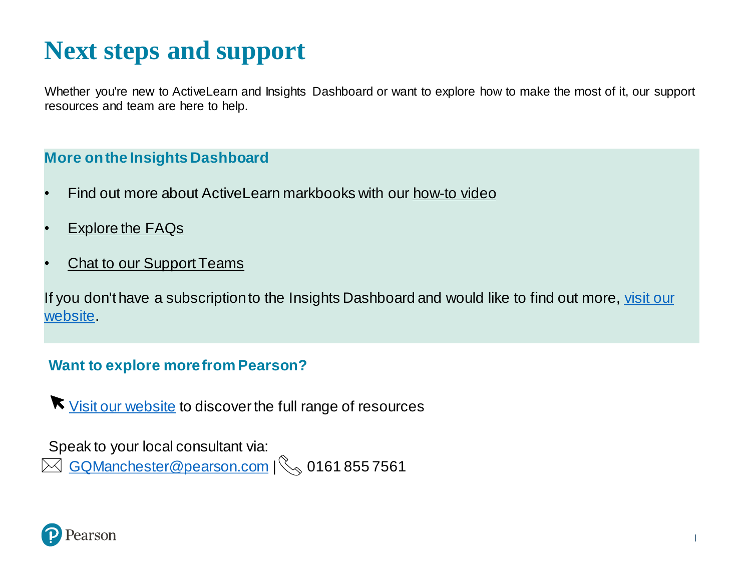# Next steps and support

Whether you're new to ActiveLearn and Insights Dashboard or want to explore how to make the most of it, our support resources and team are here to help.

### More on the Insights Dashboard

- Find out more about ActiveLearn markbooks with our how-to video
- Explore the FAQs
- Chat to our Support Teams

If you don't have a subscription to the Insights Dashboard and would like to find out more, visit our website.

### Want to explore more from Pearson?

Visit our website to discover the full range of resources

Speak to your local consultant via:
GQManchester@pearson.com | 0161 855 7561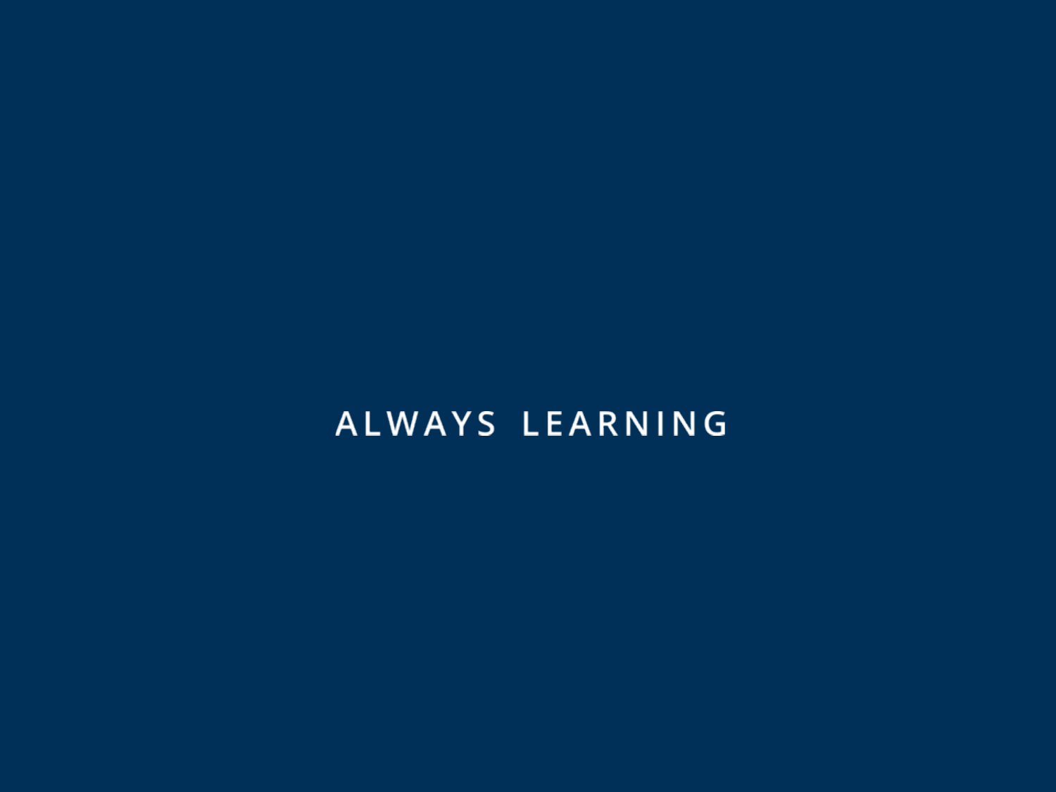ALWAYS LEARNING